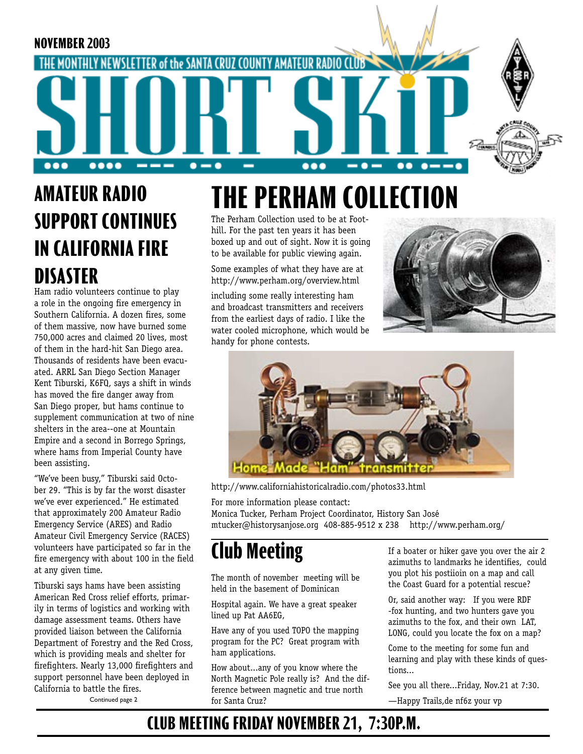NOVEMBER 2003

THE MONTHLY NEWSLETTER of the SANTA CRUZ COUNTY AMATEUR RADIO CLUB

# SHORT SKIP

## AMATEUR RADIO SUPPORT CONTINUES IN CALIFORNIA FIRE DISASTER

Ham radio volunteers continue to play a role in the ongoing fire emergency in Southern California. A dozen fires, some of them massive, now have burned some 750,000 acres and claimed 20 lives, most of them in the hard-hit San Diego area. Thousands of residents have been evacuated. ARRL San Diego Section Manager Kent Tiburski, K6FQ, says a shift in winds has moved the fire danger away from San Diego proper, but hams continue to supplement communication at two of nine shelters in the area--one at Mountain Empire and a second in Borrego Springs, where hams from Imperial County have been assisting.

"We've been busy," Tiburski said October 29. "This is by far the worst disaster we've ever experienced." He estimated that approximately 200 Amateur Radio Emergency Service (ARES) and Radio Amateur Civil Emergency Service (RACES) volunteers have participated so far in the fire emergency with about 100 in the field at any given time.

Tiburski says hams have been assisting American Red Cross relief efforts, primarily in terms of logistics and working with damage assessment teams. Others have provided liaison between the California Department of Forestry and the Red Cross, which is providing meals and shelter for firefighters. Nearly 13,000 firefighters and support personnel have been deployed in California to battle the fires.

Continued page 2

## THE PERHAM COLLECTION

The Perham Collection used to be at Foothill. For the past ten years it has been boxed up and out of sight. Now it is going to be available for public viewing again.

Some examples of what they have are at http://www.perham.org/overview.html

including some really interesting ham and broadcast transmitters and receivers from the earliest days of radio. I like the water cooled microphone, which would be handy for phone contests.

Home Made "Ham" transmitter

http://www.californiahistoricalradio.com/photos33.html

For more information please contact:
Monica Tucker, Perham Project Coordinator, History San José
mtucker@historysanjose.org 408-885-9512 x 238 http://www.perham.org/

## Club Meeting

The month of november meeting will be held in the basement of Dominican

Hospital again. We have a great speaker lined up Pat AA6EG,

Have any of you used TOPO the mapping program for the PC? Great program with ham applications.

How about...any of you know where the North Magnetic Pole really is? And the difference between magnetic and true north for Santa Cruz?

If a boater or hiker gave you over the air 2 azimuths to landmarks he identifies, could you plot his postiioin on a map and call the Coast Guard for a potential rescue?

Or, said another way: If you were RDF -fox hunting, and two hunters gave you azimuths to the fox, and their own LAT, LONG, could you locate the fox on a map?

Come to the meeting for some fun and learning and play with these kinds of questions...

See you all there...Friday, Nov.21 at 7:30.

—Happy Trails,de nf6z your vp

**CLUB MEETING FRIDAY NOVEMBER 21, 7:30P.M.**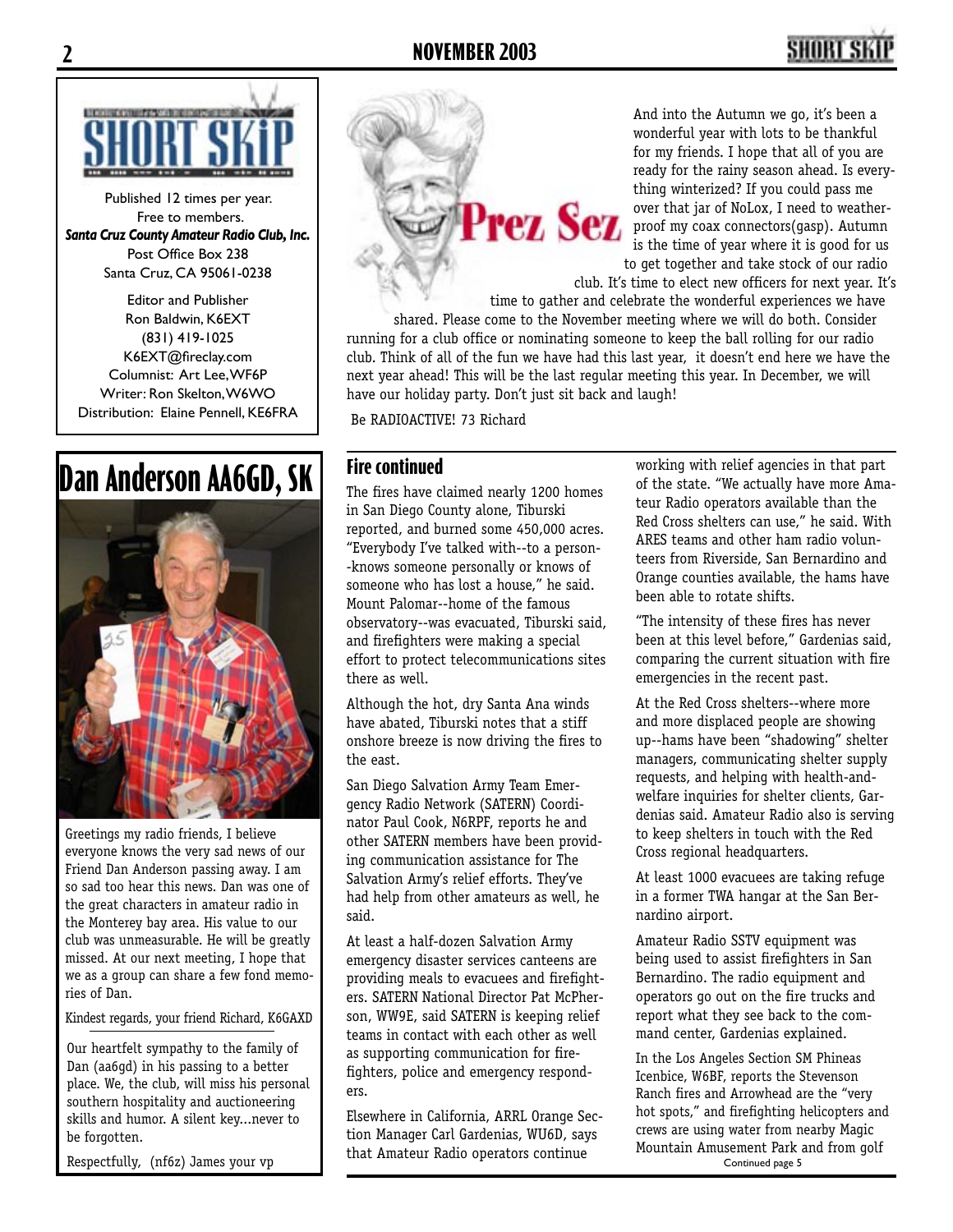SHORT SKIP

Published 12 times per year.
Free to members.
***Santa Cruz County Amateur Radio Club, Inc.***
Post Office Box 238
Santa Cruz, CA 95061-0238

Editor and Publisher
Ron Baldwin, K6EXT
(831) 419-1025
K6EXT@fireclay.com
Columnist: Art Lee, WF6P
Writer: Ron Skelton, W6WO
Distribution: Elaine Pennell, KE6FRA

## Prez Sez

And into the Autumn we go, it's been a wonderful year with lots to be thankful for my friends. I hope that all of you are ready for the rainy season ahead. Is everything winterized? If you could pass me over that jar of NoLox, I need to weatherproof my coax connectors(gasp). Autumn is the time of year where it is good for us to get together and take stock of our radio club. It's time to elect new officers for next year. It's time to gather and celebrate the wonderful experiences we have shared. Please come to the November meeting where we will do both. Consider running for a club office or nominating someone to keep the ball rolling for our radio club. Think of all of the fun we have had this last year, it doesn't end here we have the next year ahead! This will be the last regular meeting this year. In December, we will have our holiday party. Don't just sit back and laugh!

Be RADIOACTIVE! 73 Richard

# Dan Anderson AA6GD, SK

Greetings my radio friends, I believe everyone knows the very sad news of our Friend Dan Anderson passing away. I am so sad too hear this news. Dan was one of the great characters in amateur radio in the Monterey bay area. His value to our club was unmeasurable. He will be greatly missed. At our next meeting, I hope that we as a group can share a few fond memories of Dan.

Kindest regards, your friend Richard, K6GAXD

Our heartfelt sympathy to the family of Dan (aa6gd) in his passing to a better place. We, the club, will miss his personal southern hospitality and auctioneering skills and humor. A silent key...never to be forgotten.

Respectfully, (nf6z) James your vp

## Fire continued

The fires have claimed nearly 1200 homes in San Diego County alone, Tiburski reported, and burned some 450,000 acres. "Everybody I've talked with--to a person--knows someone personally or knows of someone who has lost a house," he said. Mount Palomar--home of the famous observatory--was evacuated, Tiburski said, and firefighters were making a special effort to protect telecommunications sites there as well.

Although the hot, dry Santa Ana winds have abated, Tiburski notes that a stiff onshore breeze is now driving the fires to the east.

San Diego Salvation Army Team Emergency Radio Network (SATERN) Coordinator Paul Cook, N6RPF, reports he and other SATERN members have been providing communication assistance for The Salvation Army's relief efforts. They've had help from other amateurs as well, he said.

At least a half-dozen Salvation Army emergency disaster services canteens are providing meals to evacuees and firefighters. SATERN National Director Pat McPherson, WW9E, said SATERN is keeping relief teams in contact with each other as well as supporting communication for firefighters, police and emergency responders.

Elsewhere in California, ARRL Orange Section Manager Carl Gardenias, WU6D, says that Amateur Radio operators continue working with relief agencies in that part of the state. "We actually have more Amateur Radio operators available than the Red Cross shelters can use," he said. With ARES teams and other ham radio volunteers from Riverside, San Bernardino and Orange counties available, the hams have been able to rotate shifts.

"The intensity of these fires has never been at this level before," Gardenias said, comparing the current situation with fire emergencies in the recent past.

At the Red Cross shelters--where more and more displaced people are showing up--hams have been "shadowing" shelter managers, communicating shelter supply requests, and helping with health-and-welfare inquiries for shelter clients, Gardenias said. Amateur Radio also is serving to keep shelters in touch with the Red Cross regional headquarters.

At least 1000 evacuees are taking refuge in a former TWA hangar at the San Bernardino airport.

Amateur Radio SSTV equipment was being used to assist firefighters in San Bernardino. The radio equipment and operators go out on the fire trucks and report what they see back to the command center, Gardenias explained.

In the Los Angeles Section SM Phineas Icenbice, W6BF, reports the Stevenson Ranch fires and Arrowhead are the "very hot spots," and firefighting helicopters and crews are using water from nearby Magic Mountain Amusement Park and from golf

Continued page 5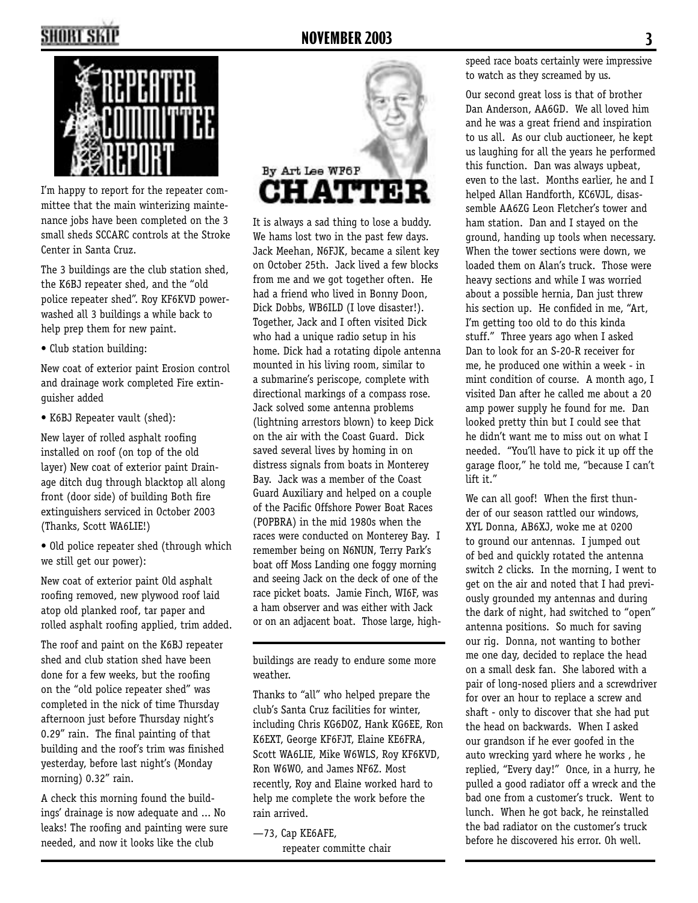# Repeater Committee Report

I'm happy to report for the repeater committee that the main winterizing maintenance jobs have been completed on the 3 small sheds SCCARC controls at the Stroke Center in Santa Cruz.

The 3 buildings are the club station shed, the K6BJ repeater shed, and the "old police repeater shed". Roy KF6KVD powerwashed all 3 buildings a while back to help prep them for new paint.

- Club station building:

New coat of exterior paint Erosion control and drainage work completed Fire extinguisher added

- K6BJ Repeater vault (shed):

New layer of rolled asphalt roofing installed on roof (on top of the old layer) New coat of exterior paint Drainage ditch dug through blacktop all along front (door side) of building Both fire extinguishers serviced in October 2003 (Thanks, Scott WA6LIE!)

- Old police repeater shed (through which we still get our power):

New coat of exterior paint Old asphalt roofing removed, new plywood roof laid atop old planked roof, tar paper and rolled asphalt roofing applied, trim added.

The roof and paint on the K6BJ repeater shed and club station shed have been done for a few weeks, but the roofing on the "old police repeater shed" was completed in the nick of time Thursday afternoon just before Thursday night's 0.29" rain. The final painting of that building and the roof's trim was finished yesterday, before last night's (Monday morning) 0.32" rain.

A check this morning found the buildings' drainage is now adequate and ... No leaks! The roofing and painting were sure needed, and now it looks like the club buildings are ready to endure some more weather.

Thanks to "all" who helped prepare the club's Santa Cruz facilities for winter, including Chris KG6DOZ, Hank KG6EE, Ron K6EXT, George KF6FJT, Elaine KE6FRA, Scott WA6LIE, Mike W6WLS, Roy KF6KVD, Ron W6WO, and James NF6Z. Most recently, Roy and Elaine worked hard to help me complete the work before the rain arrived.

—73, Cap KE6AFE,
repeater committe chair

# Chatter

By Art Lee WF6P

It is always a sad thing to lose a buddy. We hams lost two in the past few days. Jack Meehan, N6FJK, became a silent key on October 25th. Jack lived a few blocks from me and we got together often. He had a friend who lived in Bonny Doon, Dick Dobbs, WB6ILD (I love disaster!). Together, Jack and I often visited Dick who had a unique radio setup in his home. Dick had a rotating dipole antenna mounted in his living room, similar to a submarine's periscope, complete with directional markings of a compass rose. Jack solved some antenna problems (lightning arrestors blown) to keep Dick on the air with the Coast Guard. Dick saved several lives by homing in on distress signals from boats in Monterey Bay. Jack was a member of the Coast Guard Auxiliary and helped on a couple of the Pacific Offshore Power Boat Races (POPBRA) in the mid 1980s when the races were conducted on Monterey Bay. I remember being on N6NUN, Terry Park's boat off Moss Landing one foggy morning and seeing Jack on the deck of one of the race picket boats. Jamie Finch, WI6F, was a ham observer and was either with Jack or on an adjacent boat. Those large, high-speed race boats certainly were impressive to watch as they screamed by us.

Our second great loss is that of brother Dan Anderson, AA6GD. We all loved him and he was a great friend and inspiration to us all. As our club auctioneer, he kept us laughing for all the years he performed this function. Dan was always upbeat, even to the last. Months earlier, he and I helped Allan Handforth, KC6VJL, disassemble AA6ZG Leon Fletcher's tower and ham station. Dan and I stayed on the ground, handing up tools when necessary. When the tower sections were down, we loaded them on Alan's truck. Those were heavy sections and while I was worried about a possible hernia, Dan just threw his section up. He confided in me, "Art, I'm getting too old to do this kinda stuff." Three years ago when I asked Dan to look for an S-20-R receiver for me, he produced one within a week - in mint condition of course. A month ago, I visited Dan after he called me about a 20 amp power supply he found for me. Dan looked pretty thin but I could see that he didn't want me to miss out on what I needed. "You'll have to pick it up off the garage floor," he told me, "because I can't lift it."

We can all goof! When the first thunder of our season rattled our windows, XYL Donna, AB6XJ, woke me at 0200 to ground our antennas. I jumped out of bed and quickly rotated the antenna switch 2 clicks. In the morning, I went to get on the air and noted that I had previously grounded my antennas and during the dark of night, had switched to "open" antenna positions. So much for saving our rig. Donna, not wanting to bother me one day, decided to replace the head on a small desk fan. She labored with a pair of long-nosed pliers and a screwdriver for over an hour to replace a screw and shaft - only to discover that she had put the head on backwards. When I asked our grandson if he ever goofed in the auto wrecking yard where he works , he replied, "Every day!" Once, in a hurry, he pulled a good radiator off a wreck and the bad one from a customer's truck. Went to lunch. When he got back, he reinstalled the bad radiator on the customer's truck before he discovered his error. Oh well.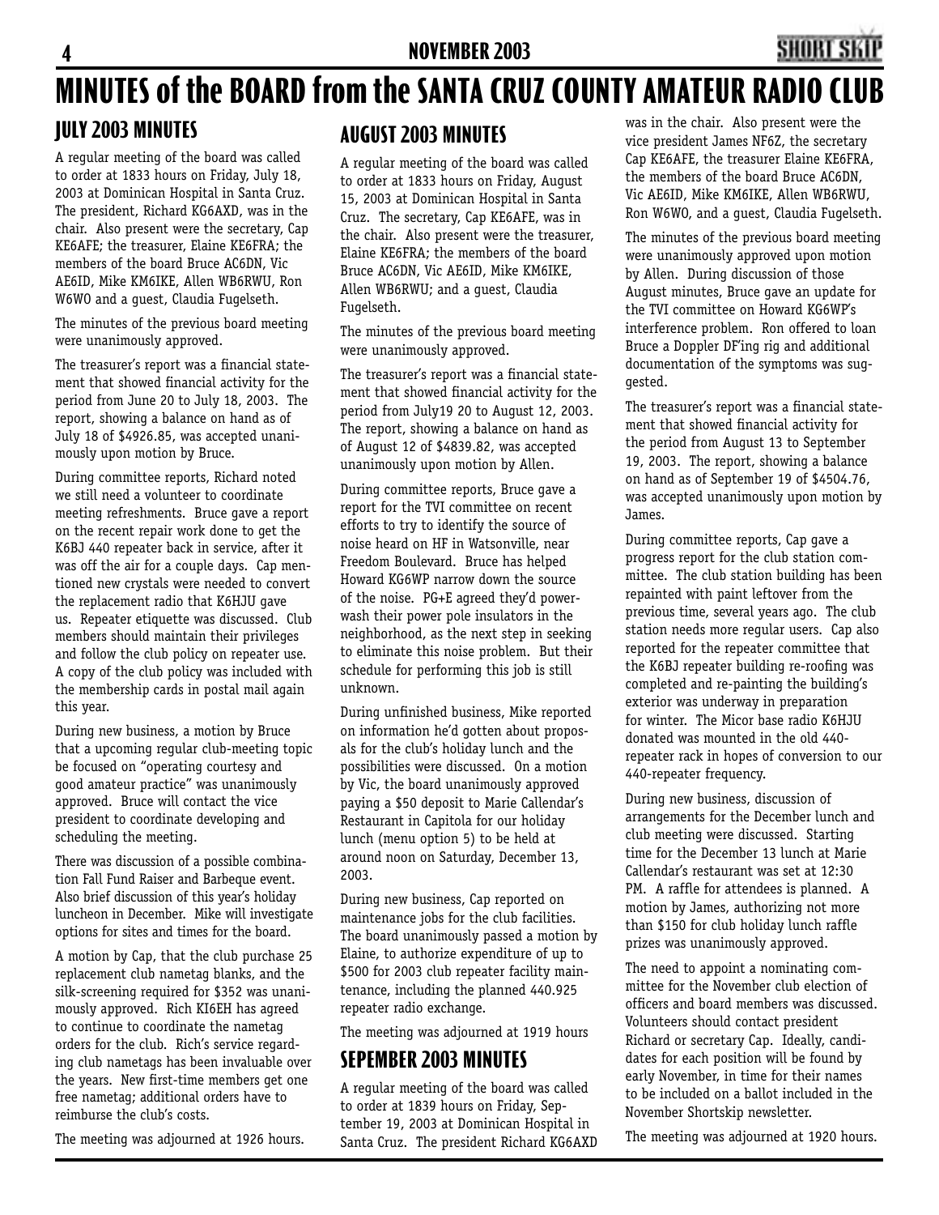# MINUTES of the BOARD from the SANTA CRUZ COUNTY AMATEUR RADIO CLUB

## JULY 2003 MINUTES

A regular meeting of the board was called to order at 1833 hours on Friday, July 18, 2003 at Dominican Hospital in Santa Cruz. The president, Richard KG6AXD, was in the chair. Also present were the secretary, Cap KE6AFE; the treasurer, Elaine KE6FRA; the members of the board Bruce AC6DN, Vic AE6ID, Mike KM6IKE, Allen WB6RWU, Ron W6WO and a guest, Claudia Fugelseth.

The minutes of the previous board meeting were unanimously approved.

The treasurer's report was a financial statement that showed financial activity for the period from June 20 to July 18, 2003. The report, showing a balance on hand as of July 18 of $4926.85, was accepted unanimously upon motion by Bruce.

During committee reports, Richard noted we still need a volunteer to coordinate meeting refreshments. Bruce gave a report on the recent repair work done to get the K6BJ 440 repeater back in service, after it was off the air for a couple days. Cap mentioned new crystals were needed to convert the replacement radio that K6HJU gave us. Repeater etiquette was discussed. Club members should maintain their privileges and follow the club policy on repeater use. A copy of the club policy was included with the membership cards in postal mail again this year.

During new business, a motion by Bruce that a upcoming regular club-meeting topic be focused on "operating courtesy and good amateur practice" was unanimously approved. Bruce will contact the vice president to coordinate developing and scheduling the meeting.

There was discussion of a possible combination Fall Fund Raiser and Barbeque event. Also brief discussion of this year's holiday luncheon in December. Mike will investigate options for sites and times for the board.

A motion by Cap, that the club purchase 25 replacement club nametag blanks, and the silk-screening required for $352 was unanimously approved. Rich KI6EH has agreed to continue to coordinate the nametag orders for the club. Rich's service regarding club nametags has been invaluable over the years. New first-time members get one free nametag; additional orders have to reimburse the club's costs.

The meeting was adjourned at 1926 hours.

## AUGUST 2003 MINUTES

A regular meeting of the board was called to order at 1833 hours on Friday, August 15, 2003 at Dominican Hospital in Santa Cruz. The secretary, Cap KE6AFE, was in the chair. Also present were the treasurer, Elaine KE6FRA; the members of the board Bruce AC6DN, Vic AE6ID, Mike KM6IKE, Allen WB6RWU; and a guest, Claudia Fugelseth.

The minutes of the previous board meeting were unanimously approved.

The treasurer's report was a financial statement that showed financial activity for the period from July19 20 to August 12, 2003. The report, showing a balance on hand as of August 12 of $4839.82, was accepted unanimously upon motion by Allen.

During committee reports, Bruce gave a report for the TVI committee on recent efforts to try to identify the source of noise heard on HF in Watsonville, near Freedom Boulevard. Bruce has helped Howard KG6WP narrow down the source of the noise. PG+E agreed they'd power-wash their power pole insulators in the neighborhood, as the next step in seeking to eliminate this noise problem. But their schedule for performing this job is still unknown.

During unfinished business, Mike reported on information he'd gotten about proposals for the club's holiday lunch and the possibilities were discussed. On a motion by Vic, the board unanimously approved paying a $50 deposit to Marie Callendar's Restaurant in Capitola for our holiday lunch (menu option 5) to be held at around noon on Saturday, December 13, 2003.

During new business, Cap reported on maintenance jobs for the club facilities. The board unanimously passed a motion by Elaine, to authorize expenditure of up to $500 for 2003 club repeater facility maintenance, including the planned 440.925 repeater radio exchange.

The meeting was adjourned at 1919 hours

## SEPEMBER 2003 MINUTES

A regular meeting of the board was called to order at 1839 hours on Friday, September 19, 2003 at Dominican Hospital in Santa Cruz. The president Richard KG6AXD was in the chair. Also present were the vice president James NF6Z, the secretary Cap KE6AFE, the treasurer Elaine KE6FRA, the members of the board Bruce AC6DN, Vic AE6ID, Mike KM6IKE, Allen WB6RWU, Ron W6WO, and a guest, Claudia Fugelseth.

The minutes of the previous board meeting were unanimously approved upon motion by Allen. During discussion of those August minutes, Bruce gave an update for the TVI committee on Howard KG6WP's interference problem. Ron offered to loan Bruce a Doppler DF'ing rig and additional documentation of the symptoms was suggested.

The treasurer's report was a financial statement that showed financial activity for the period from August 13 to September 19, 2003. The report, showing a balance on hand as of September 19 of $4504.76, was accepted unanimously upon motion by James.

During committee reports, Cap gave a progress report for the club station committee. The club station building has been repainted with paint leftover from the previous time, several years ago. The club station needs more regular users. Cap also reported for the repeater committee that the K6BJ repeater building re-roofing was completed and re-painting the building's exterior was underway in preparation for winter. The Micor base radio K6HJU donated was mounted in the old 440-repeater rack in hopes of conversion to our 440-repeater frequency.

During new business, discussion of arrangements for the December lunch and club meeting were discussed. Starting time for the December 13 lunch at Marie Callendar's restaurant was set at 12:30 PM. A raffle for attendees is planned. A motion by James, authorizing not more than $150 for club holiday lunch raffle prizes was unanimously approved.

The need to appoint a nominating committee for the November club election of officers and board members was discussed. Volunteers should contact president Richard or secretary Cap. Ideally, candidates for each position will be found by early November, in time for their names to be included on a ballot included in the November Shortskip newsletter.

The meeting was adjourned at 1920 hours.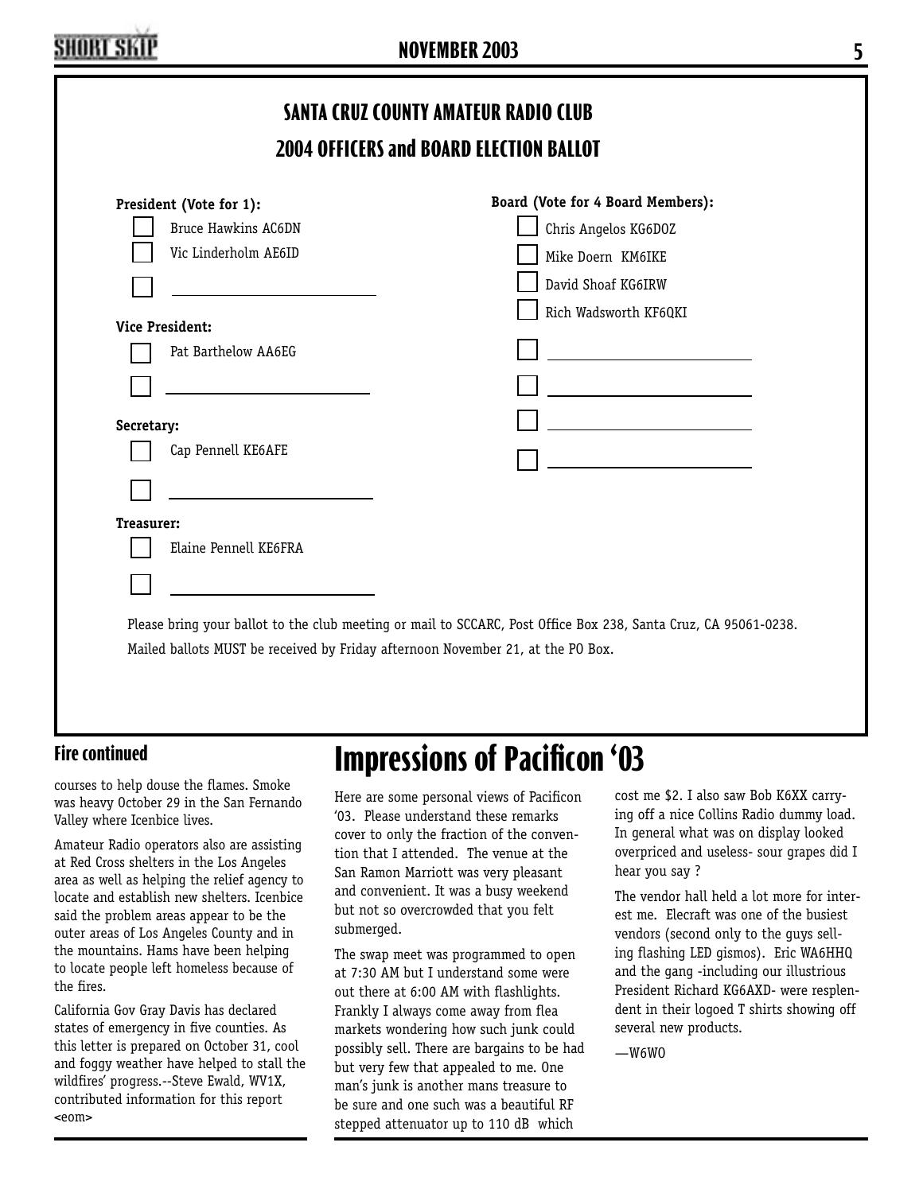## SANTA CRUZ COUNTY AMATEUR RADIO CLUB

## 2004 OFFICERS and BOARD ELECTION BALLOT

**President (Vote for 1):**

- [ ] Bruce Hawkins AC6DN
- [ ] Vic Linderholm AE6ID
- [ ] ______________________

**Vice President:**

- [ ] Pat Barthelow AA6EG
- [ ] ______________________

**Secretary:**

- [ ] Cap Pennell KE6AFE
- [ ] ______________________

**Treasurer:**

- [ ] Elaine Pennell KE6FRA
- [ ] ______________________

**Board (Vote for 4 Board Members):**

- [ ] Chris Angelos KG6DOZ
- [ ] Mike Doern KM6IKE
- [ ] David Shoaf KG6IRW
- [ ] Rich Wadsworth KF6QKI
- [ ] ______________________
- [ ] ______________________
- [ ] ______________________
- [ ] ______________________

Please bring your ballot to the club meeting or mail to SCCARC, Post Office Box 238, Santa Cruz, CA 95061-0238. Mailed ballots MUST be received by Friday afternoon November 21, at the PO Box.

### Fire continued

courses to help douse the flames. Smoke was heavy October 29 in the San Fernando Valley where Icenbice lives.

Amateur Radio operators also are assisting at Red Cross shelters in the Los Angeles area as well as helping the relief agency to locate and establish new shelters. Icenbice said the problem areas appear to be the outer areas of Los Angeles County and in the mountains. Hams have been helping to locate people left homeless because of the fires.

California Gov Gray Davis has declared states of emergency in five counties. As this letter is prepared on October 31, cool and foggy weather have helped to stall the wildfires' progress.--Steve Ewald, WV1X, contributed information for this report <eom>

# Impressions of Pacificon '03

Here are some personal views of Pacificon '03. Please understand these remarks cover to only the fraction of the convention that I attended. The venue at the San Ramon Marriott was very pleasant and convenient. It was a busy weekend but not so overcrowded that you felt submerged.

The swap meet was programmed to open at 7:30 AM but I understand some were out there at 6:00 AM with flashlights. Frankly I always come away from flea markets wondering how such junk could possibly sell. There are bargains to be had but very few that appealed to me. One man's junk is another mans treasure to be sure and one such was a beautiful RF stepped attenuator up to 110 dB which cost me $2. I also saw Bob K6XX carrying off a nice Collins Radio dummy load. In general what was on display looked overpriced and useless- sour grapes did I hear you say ?

The vendor hall held a lot more for interest me. Elecraft was one of the busiest vendors (second only to the guys selling flashing LED gismos). Eric WA6HHQ and the gang -including our illustrious President Richard KG6AXD- were resplendent in their logoed T shirts showing off several new products.

—W6WO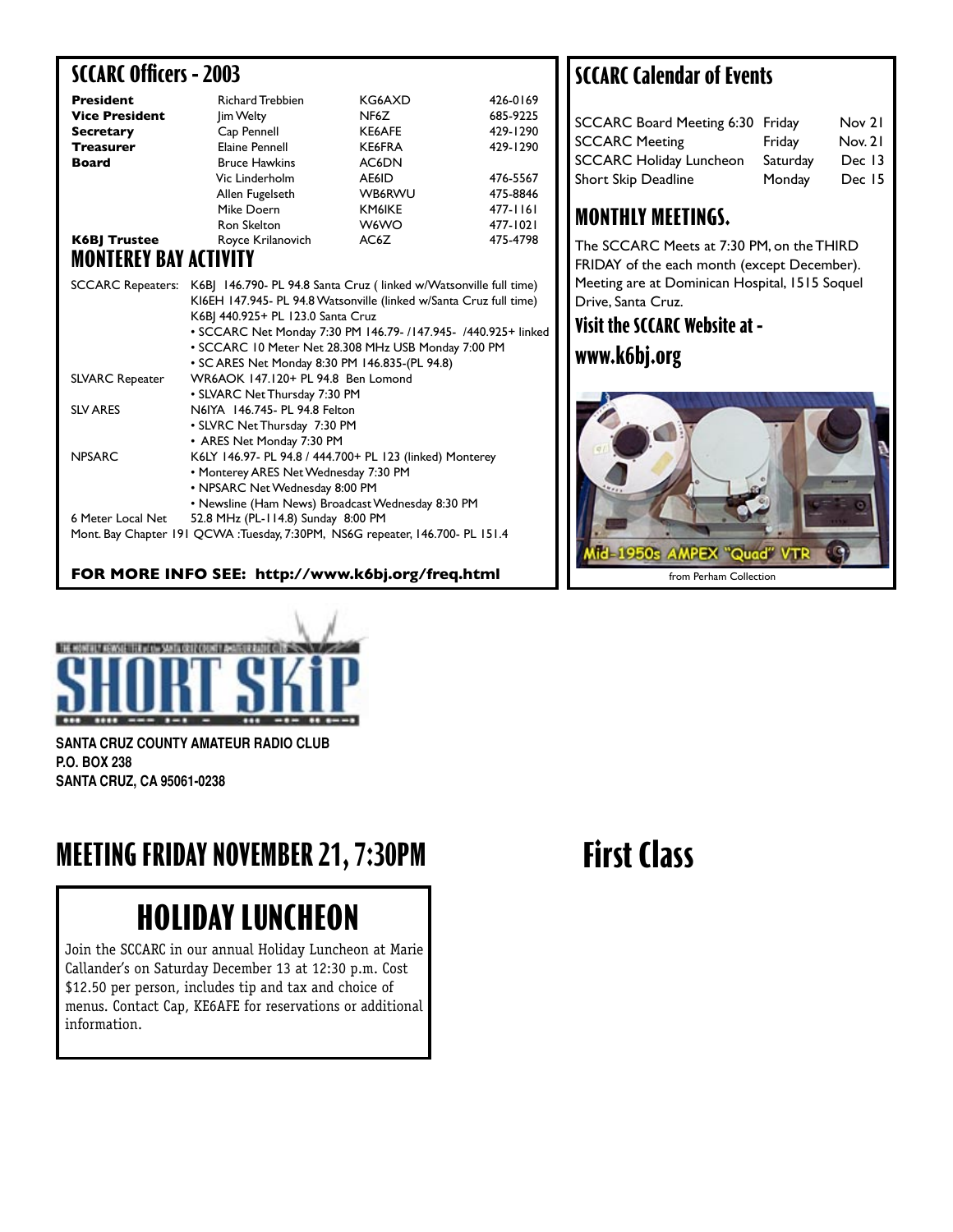## SCCARC Officers - 2003

| | | | |
|---|---|---|---|
| **President** | Richard Trebbien | KG6AXD | 426-0169 |
| **Vice President** | Jim Welty | NF6Z | 685-9225 |
| **Secretary** | Cap Pennell | KE6AFE | 429-1290 |
| **Treasurer** | Elaine Pennell | KE6FRA | 429-1290 |
| **Board** | Bruce Hawkins | AC6DN | |
| | Vic Linderholm | AE6ID | 476-5567 |
| | Allen Fugelseth | WB6RWU | 475-8846 |
| | Mike Doern | KM6IKE | 477-1161 |
| | Ron Skelton | W6WO | 477-1021 |
| **K6BJ Trustee** | Royce Krilanovich | AC6Z | 475-4798 |

## MONTEREY BAY ACTIVITY

SCCARC Repeaters: K6BJ 146.790- PL 94.8 Santa Cruz ( linked w/Watsonville full time)
KI6EH 147.945- PL 94.8 Watsonville (linked w/Santa Cruz full time)
K6BJ 440.925+ PL 123.0 Santa Cruz
- SCCARC Net Monday 7:30 PM 146.79- /147.945- /440.925+ linked
- SCCARC 10 Meter Net 28.308 MHz USB Monday 7:00 PM
- SC ARES Net Monday 8:30 PM 146.835-(PL 94.8)

SLVARC Repeater WR6AOK 147.120+ PL 94.8 Ben Lomond
- SLVARC Net Thursday 7:30 PM

SLV ARES N6IYA 146.745- PL 94.8 Felton
- SLVRC Net Thursday 7:30 PM
- ARES Net Monday 7:30 PM

NPSARC K6LY 146.97- PL 94.8 / 444.700+ PL 123 (linked) Monterey
- Monterey ARES Net Wednesday 7:30 PM
- NPSARC Net Wednesday 8:00 PM
- Newsline (Ham News) Broadcast Wednesday 8:30 PM

6 Meter Local Net 52.8 MHz (PL-114.8) Sunday 8:00 PM

Mont. Bay Chapter 191 QCWA :Tuesday, 7:30PM, NS6G repeater, 146.700- PL 151.4

**FOR MORE INFO SEE: http://www.k6bj.org/freq.html**

## SCCARC Calendar of Events

| | | |
|---|---|---|
| SCCARC Board Meeting 6:30 | Friday | Nov 21 |
| SCCARC Meeting | Friday | Nov. 21 |
| SCCARC Holiday Luncheon | Saturday | Dec 13 |
| Short Skip Deadline | Monday | Dec 15 |

## MONTHLY MEETINGS.

The SCCARC Meets at 7:30 PM, on the THIRD FRIDAY of the each month (except December). Meeting are at Dominican Hospital, 1515 Soquel Drive, Santa Cruz.

## Visit the SCCARC Website at - www.k6bj.org

Mid-1950s AMPEX "Quad" VTR

from Perham Collection

THE MONTHLY NEWSLETTER of the SANTA CRUZ COUNTY AMATEUR RADIO CLUB

SHORT SKIP

**SANTA CRUZ COUNTY AMATEUR RADIO CLUB**
**P.O. BOX 238**
**SANTA CRUZ, CA 95061-0238**

# MEETING FRIDAY NOVEMBER 21, 7:30PM

# First Class

# HOLIDAY LUNCHEON

Join the SCCARC in our annual Holiday Luncheon at Marie Callander's on Saturday December 13 at 12:30 p.m. Cost $12.50 per person, includes tip and tax and choice of menus. Contact Cap, KE6AFE for reservations or additional information.